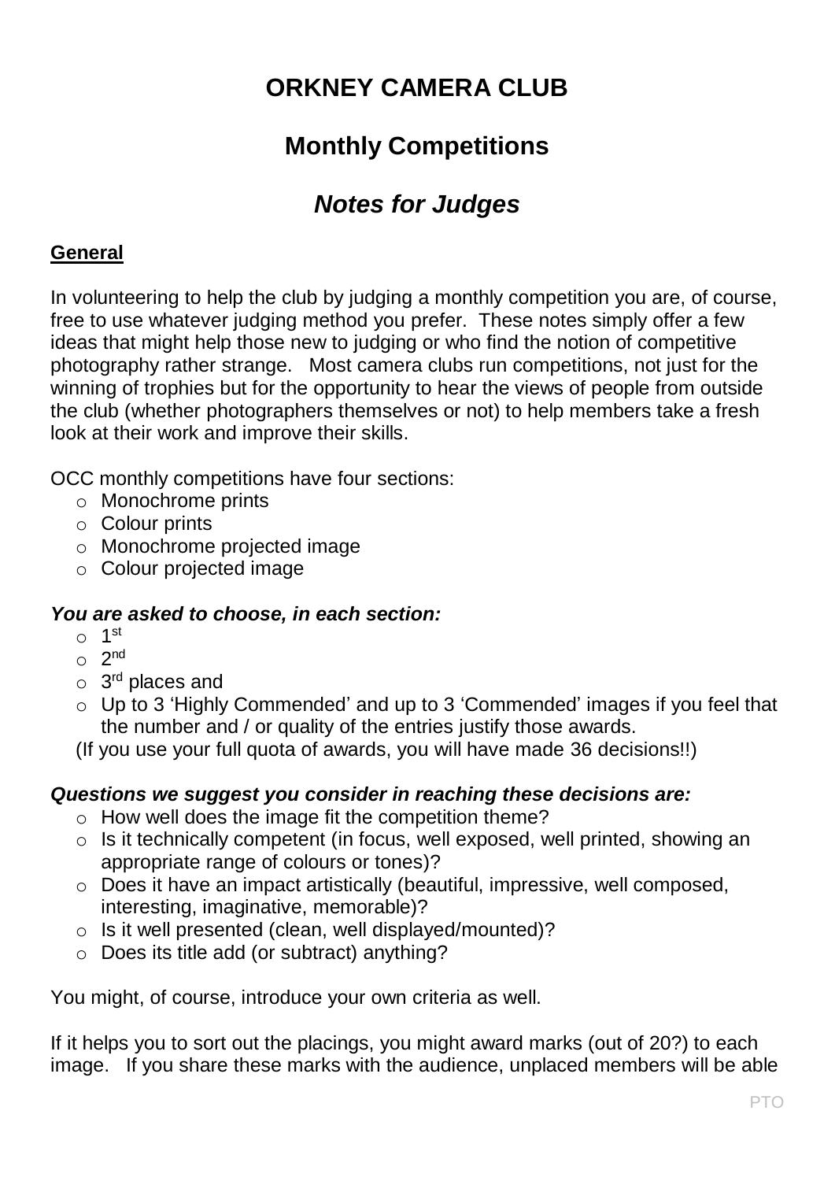# ORKNEY CAMERA CLUB

## Monthly Competitions

## *Notes for Judges*

**General**

In volunteering to help the club by judging a monthly competition you are, of course, free to use whatever judging method you prefer. These notes simply offer a few ideas that might help those new to judging or who find the notion of competitive photography rather strange. Most camera clubs run competitions, not just for the winning of trophies but for the opportunity to hear the views of people from outside the club (whether photographers themselves or not) to help members take a fresh look at their work and improve their skills.

OCC monthly competitions have four sections:

- Monochrome prints
- Colour prints
- Monochrome projected image
- Colour projected image

***You are asked to choose, in each section:***

- 1st
- 2nd
- 3rd places and
- Up to 3 'Highly Commended' and up to 3 'Commended' images if you feel that the number and / or quality of the entries justify those awards.

(If you use your full quota of awards, you will have made 36 decisions!!)

***Questions we suggest you consider in reaching these decisions are:***

- How well does the image fit the competition theme?
- Is it technically competent (in focus, well exposed, well printed, showing an appropriate range of colours or tones)?
- Does it have an impact artistically (beautiful, impressive, well composed, interesting, imaginative, memorable)?
- Is it well presented (clean, well displayed/mounted)?
- Does its title add (or subtract) anything?

You might, of course, introduce your own criteria as well.

If it helps you to sort out the placings, you might award marks (out of 20?) to each image. If you share these marks with the audience, unplaced members will be able

PTO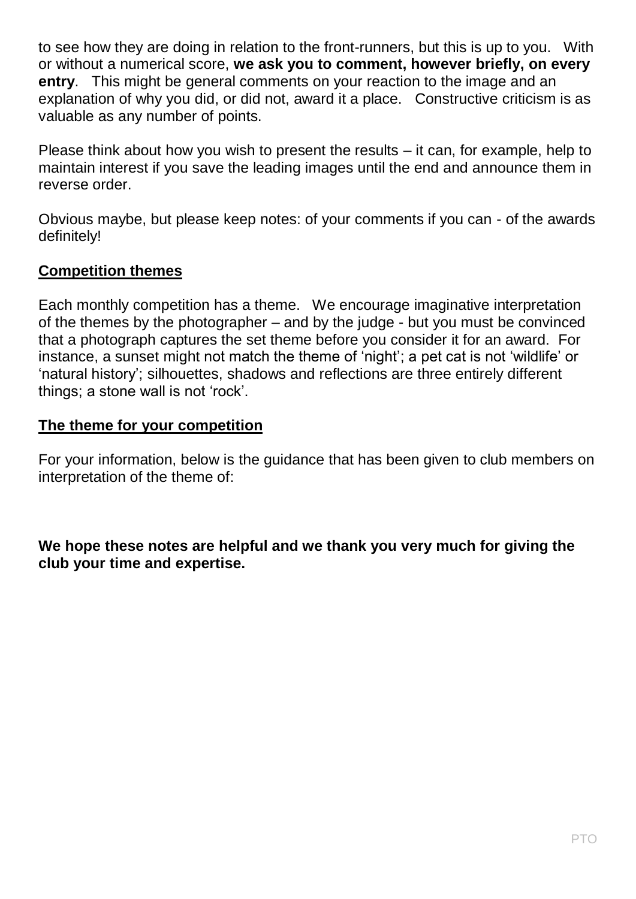to see how they are doing in relation to the front-runners, but this is up to you. With or without a numerical score, **we ask you to comment, however briefly, on every entry**. This might be general comments on your reaction to the image and an explanation of why you did, or did not, award it a place. Constructive criticism is as valuable as any number of points.

Please think about how you wish to present the results – it can, for example, help to maintain interest if you save the leading images until the end and announce them in reverse order.

Obvious maybe, but please keep notes: of your comments if you can - of the awards definitely!

## Competition themes

Each monthly competition has a theme. We encourage imaginative interpretation of the themes by the photographer – and by the judge - but you must be convinced that a photograph captures the set theme before you consider it for an award. For instance, a sunset might not match the theme of 'night'; a pet cat is not 'wildlife' or 'natural history'; silhouettes, shadows and reflections are three entirely different things; a stone wall is not 'rock'.

## The theme for your competition

For your information, below is the guidance that has been given to club members on interpretation of the theme of:

**We hope these notes are helpful and we thank you very much for giving the club your time and expertise.**

PTO